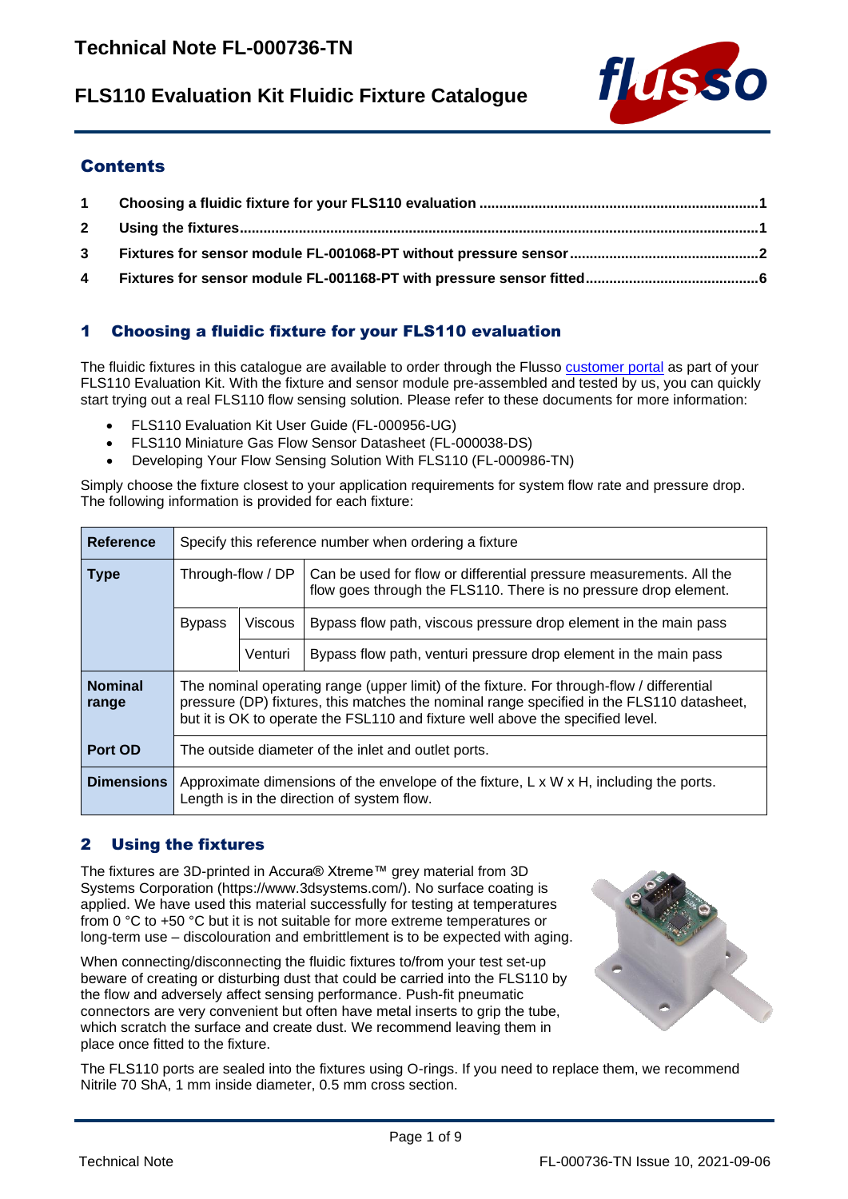# Technical Note FL-000736-TN

## FLS110 Evaluation Kit Fluidic Fixture Catalogue

## Contents

| | | |
|---|---|---|
| 1 | Choosing a fluidic fixture for your FLS110 evaluation | 1 |
| 2 | Using the fixtures | 1 |
| 3 | Fixtures for sensor module FL-001068-PT without pressure sensor | 2 |
| 4 | Fixtures for sensor module FL-001168-PT with pressure sensor fitted | 6 |

## 1 Choosing a fluidic fixture for your FLS110 evaluation

The fluidic fixtures in this catalogue are available to order through the Flusso customer portal as part of your FLS110 Evaluation Kit. With the fixture and sensor module pre-assembled and tested by us, you can quickly start trying out a real FLS110 flow sensing solution. Please refer to these documents for more information:

- FLS110 Evaluation Kit User Guide (FL-000956-UG)
- FLS110 Miniature Gas Flow Sensor Datasheet (FL-000038-DS)
- Developing Your Flow Sensing Solution With FLS110 (FL-000986-TN)

Simply choose the fixture closest to your application requirements for system flow rate and pressure drop. The following information is provided for each fixture:

| | | | |
|---|---|---|---|
| **Reference** | Specify this reference number when ordering a fixture | | |
| **Type** | Through-flow / DP | | Can be used for flow or differential pressure measurements. All the flow goes through the FLS110. There is no pressure drop element. |
| | Bypass | Viscous | Bypass flow path, viscous pressure drop element in the main pass |
| | | Venturi | Bypass flow path, venturi pressure drop element in the main pass |
| **Nominal range** | The nominal operating range (upper limit) of the fixture. For through-flow / differential pressure (DP) fixtures, this matches the nominal range specified in the FLS110 datasheet, but it is OK to operate the FSL110 and fixture well above the specified level. | | |
| **Port OD** | The outside diameter of the inlet and outlet ports. | | |
| **Dimensions** | Approximate dimensions of the envelope of the fixture, L x W x H, including the ports. Length is in the direction of system flow. | | |

## 2 Using the fixtures

The fixtures are 3D-printed in Accura® Xtreme™ grey material from 3D Systems Corporation (https://www.3dsystems.com/). No surface coating is applied. We have used this material successfully for testing at temperatures from 0 °C to +50 °C but it is not suitable for more extreme temperatures or long-term use – discolouration and embrittlement is to be expected with aging.

When connecting/disconnecting the fluidic fixtures to/from your test set-up beware of creating or disturbing dust that could be carried into the FLS110 by the flow and adversely affect sensing performance. Push-fit pneumatic connectors are very convenient but often have metal inserts to grip the tube, which scratch the surface and create dust. We recommend leaving them in place once fitted to the fixture.

The FLS110 ports are sealed into the fixtures using O-rings. If you need to replace them, we recommend Nitrile 70 ShA, 1 mm inside diameter, 0.5 mm cross section.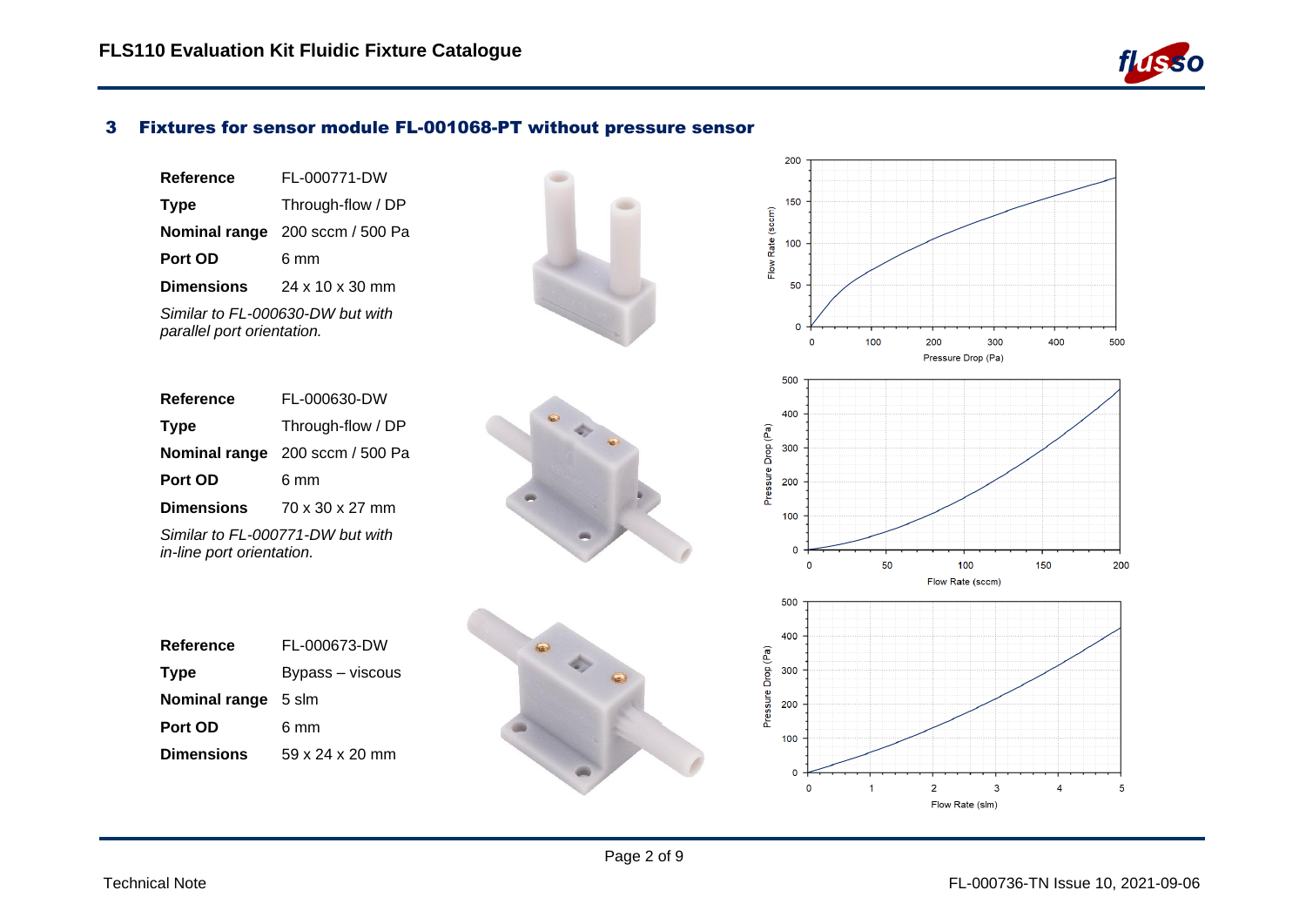## 3 Fixtures for sensor module FL-001068-PT without pressure sensor

| | |
|---|---|
| **Reference** | FL-000771-DW |
| **Type** | Through-flow / DP |
| **Nominal range** | 200 sccm / 500 Pa |
| **Port OD** | 6 mm |
| **Dimensions** | 24 x 10 x 30 mm |

*Similar to FL-000630-DW but with parallel port orientation.*

| | |
|---|---|
| **Reference** | FL-000630-DW |
| **Type** | Through-flow / DP |
| **Nominal range** | 200 sccm / 500 Pa |
| **Port OD** | 6 mm |
| **Dimensions** | 70 x 30 x 27 mm |

*Similar to FL-000771-DW but with in-line port orientation.*

| | |
|---|---|
| **Reference** | FL-000673-DW |
| **Type** | Bypass – viscous |
| **Nominal range** | 5 slm |
| **Port OD** | 6 mm |
| **Dimensions** | 59 x 24 x 20 mm |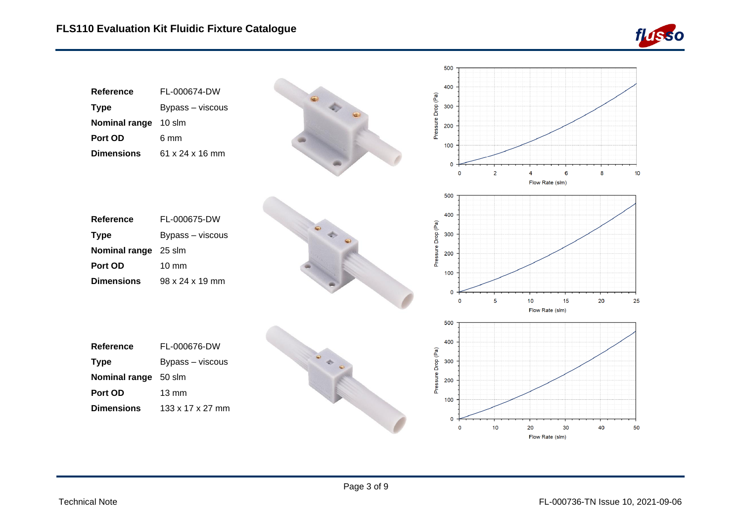| | |
|---|---|
| **Reference** | FL-000674-DW |
| **Type** | Bypass – viscous |
| **Nominal range** | 10 slm |
| **Port OD** | 6 mm |
| **Dimensions** | 61 x 24 x 16 mm |

| | |
|---|---|
| **Reference** | FL-000675-DW |
| **Type** | Bypass – viscous |
| **Nominal range** | 25 slm |
| **Port OD** | 10 mm |
| **Dimensions** | 98 x 24 x 19 mm |

| | |
|---|---|
| **Reference** | FL-000676-DW |
| **Type** | Bypass – viscous |
| **Nominal range** | 50 slm |
| **Port OD** | 13 mm |
| **Dimensions** | 133 x 17 x 27 mm |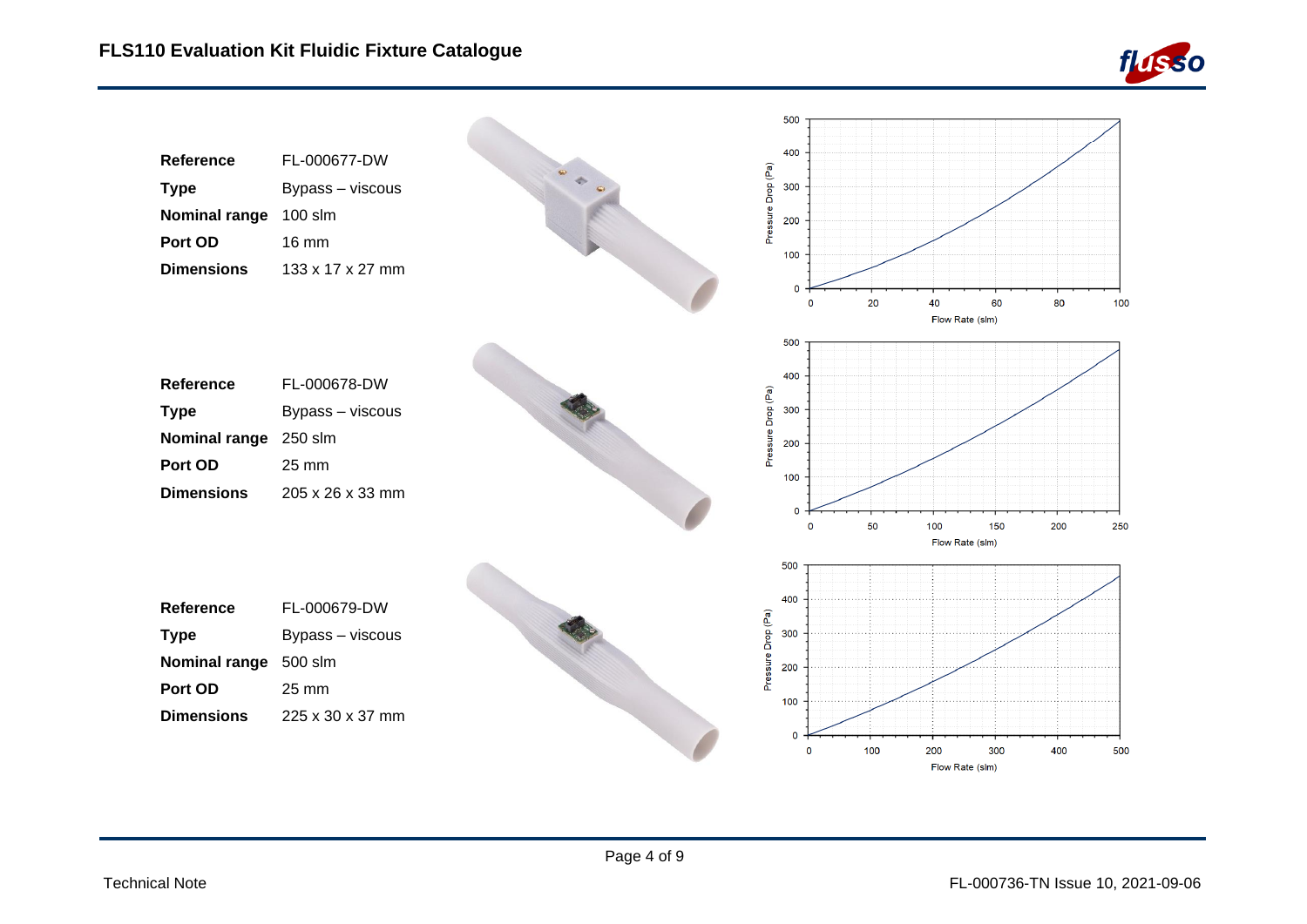| | |
|---|---|
| **Reference** | FL-000677-DW |
| **Type** | Bypass – viscous |
| **Nominal range** | 100 slm |
| **Port OD** | 16 mm |
| **Dimensions** | 133 x 17 x 27 mm |

| | |
|---|---|
| **Reference** | FL-000678-DW |
| **Type** | Bypass – viscous |
| **Nominal range** | 250 slm |
| **Port OD** | 25 mm |
| **Dimensions** | 205 x 26 x 33 mm |

| | |
|---|---|
| **Reference** | FL-000679-DW |
| **Type** | Bypass – viscous |
| **Nominal range** | 500 slm |
| **Port OD** | 25 mm |
| **Dimensions** | 225 x 30 x 37 mm |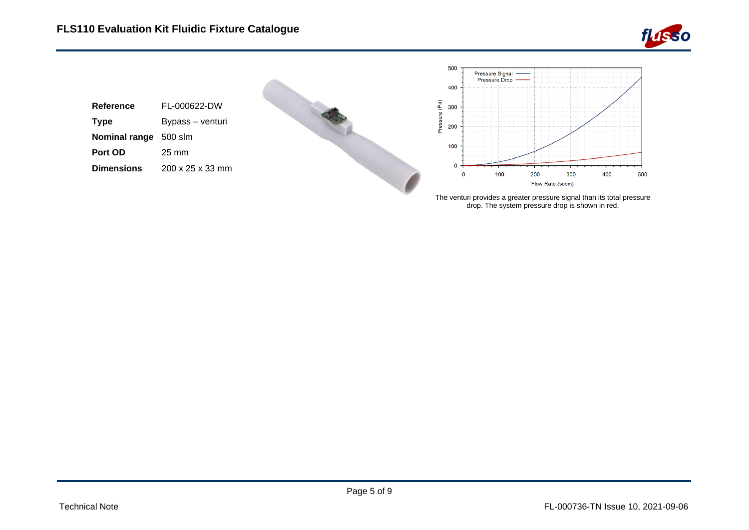| Reference | FL-000622-DW |
| --- | --- |
| Type | Bypass – venturi |
| Nominal range | 500 slm |
| Port OD | 25 mm |
| Dimensions | 200 x 25 x 33 mm |

The venturi provides a greater pressure signal than its total pressure drop. The system pressure drop is shown in red.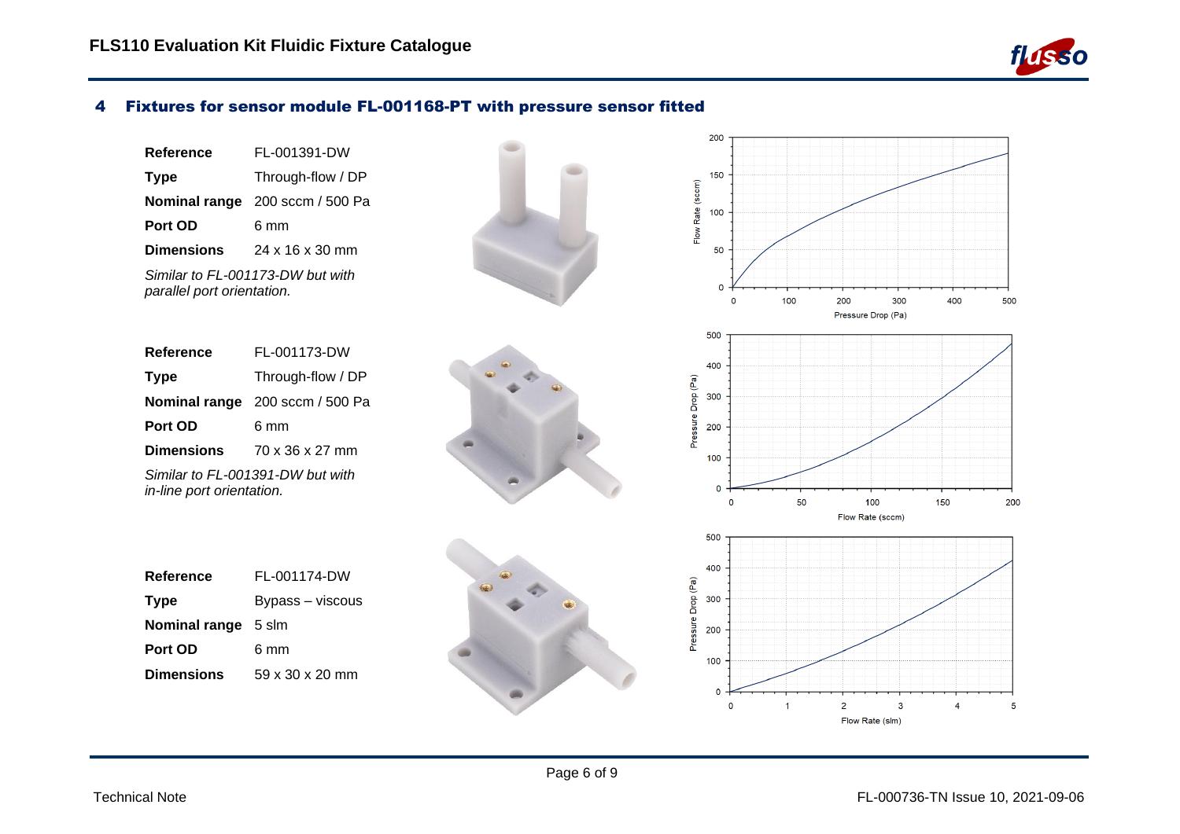## 4 Fixtures for sensor module FL-001168-PT with pressure sensor fitted

| | |
|---|---|
| **Reference** | FL-001391-DW |
| **Type** | Through-flow / DP |
| **Nominal range** | 200 sccm / 500 Pa |
| **Port OD** | 6 mm |
| **Dimensions** | 24 x 16 x 30 mm |

*Similar to FL-001173-DW but with parallel port orientation.*

| | |
|---|---|
| **Reference** | FL-001173-DW |
| **Type** | Through-flow / DP |
| **Nominal range** | 200 sccm / 500 Pa |
| **Port OD** | 6 mm |
| **Dimensions** | 70 x 36 x 27 mm |

*Similar to FL-001391-DW but with in-line port orientation.*

| | |
|---|---|
| **Reference** | FL-001174-DW |
| **Type** | Bypass – viscous |
| **Nominal range** | 5 slm |
| **Port OD** | 6 mm |
| **Dimensions** | 59 x 30 x 20 mm |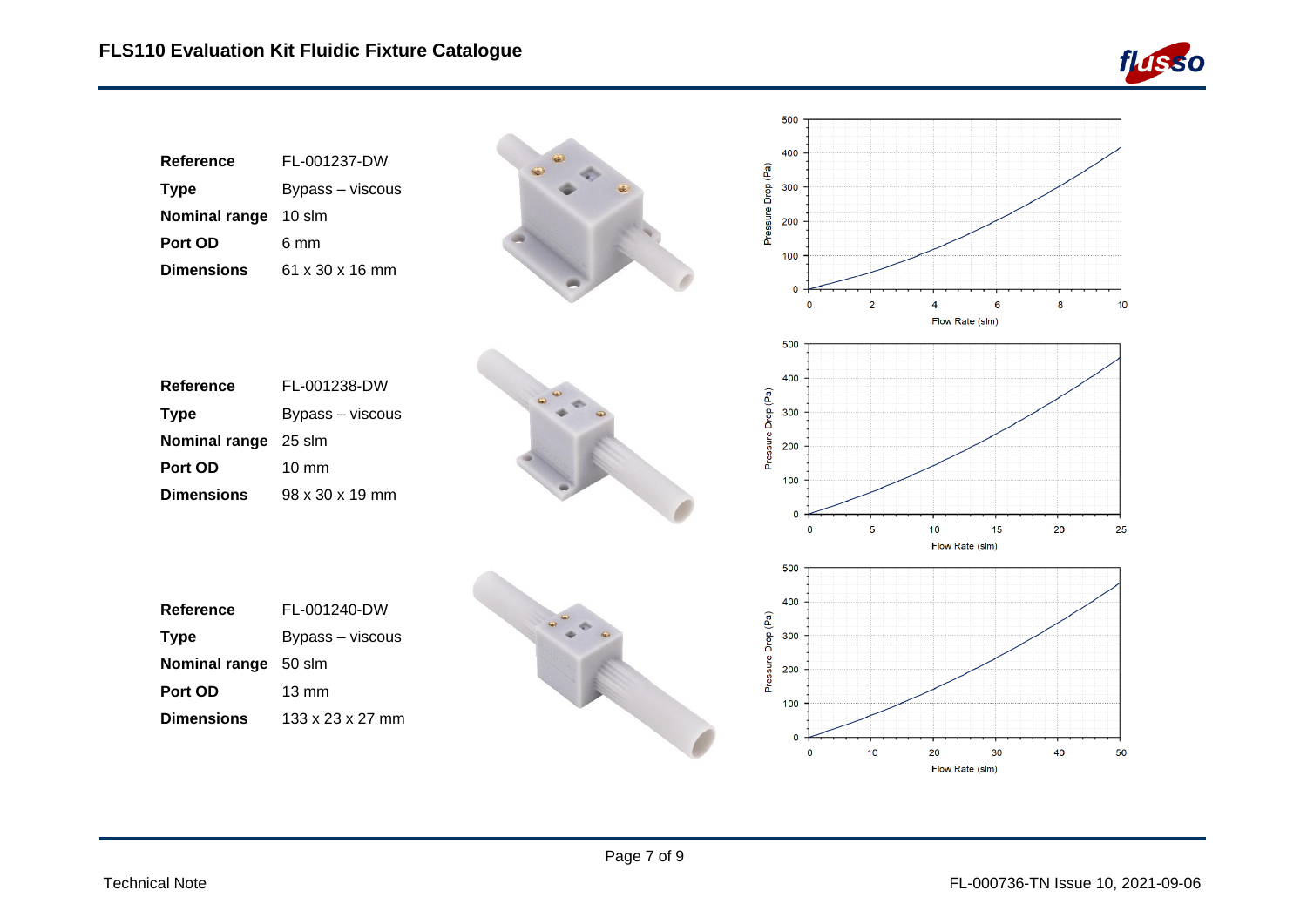| | |
|---|---|
| **Reference** | FL-001237-DW |
| **Type** | Bypass – viscous |
| **Nominal range** | 10 slm |
| **Port OD** | 6 mm |
| **Dimensions** | 61 x 30 x 16 mm |

| | |
|---|---|
| **Reference** | FL-001238-DW |
| **Type** | Bypass – viscous |
| **Nominal range** | 25 slm |
| **Port OD** | 10 mm |
| **Dimensions** | 98 x 30 x 19 mm |

| | |
|---|---|
| **Reference** | FL-001240-DW |
| **Type** | Bypass – viscous |
| **Nominal range** | 50 slm |
| **Port OD** | 13 mm |
| **Dimensions** | 133 x 23 x 27 mm |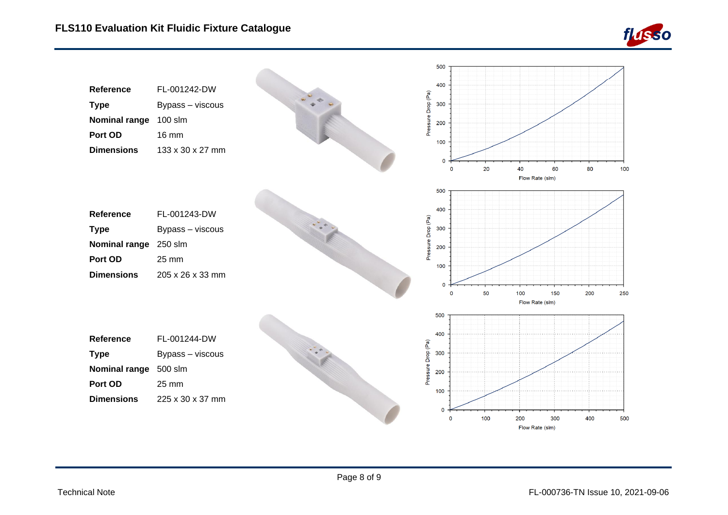| | |
|---|---|
| **Reference** | FL-001242-DW |
| **Type** | Bypass – viscous |
| **Nominal range** | 100 slm |
| **Port OD** | 16 mm |
| **Dimensions** | 133 x 30 x 27 mm |

| | |
|---|---|
| **Reference** | FL-001243-DW |
| **Type** | Bypass – viscous |
| **Nominal range** | 250 slm |
| **Port OD** | 25 mm |
| **Dimensions** | 205 x 26 x 33 mm |

| | |
|---|---|
| **Reference** | FL-001244-DW |
| **Type** | Bypass – viscous |
| **Nominal range** | 500 slm |
| **Port OD** | 25 mm |
| **Dimensions** | 225 x 30 x 37 mm |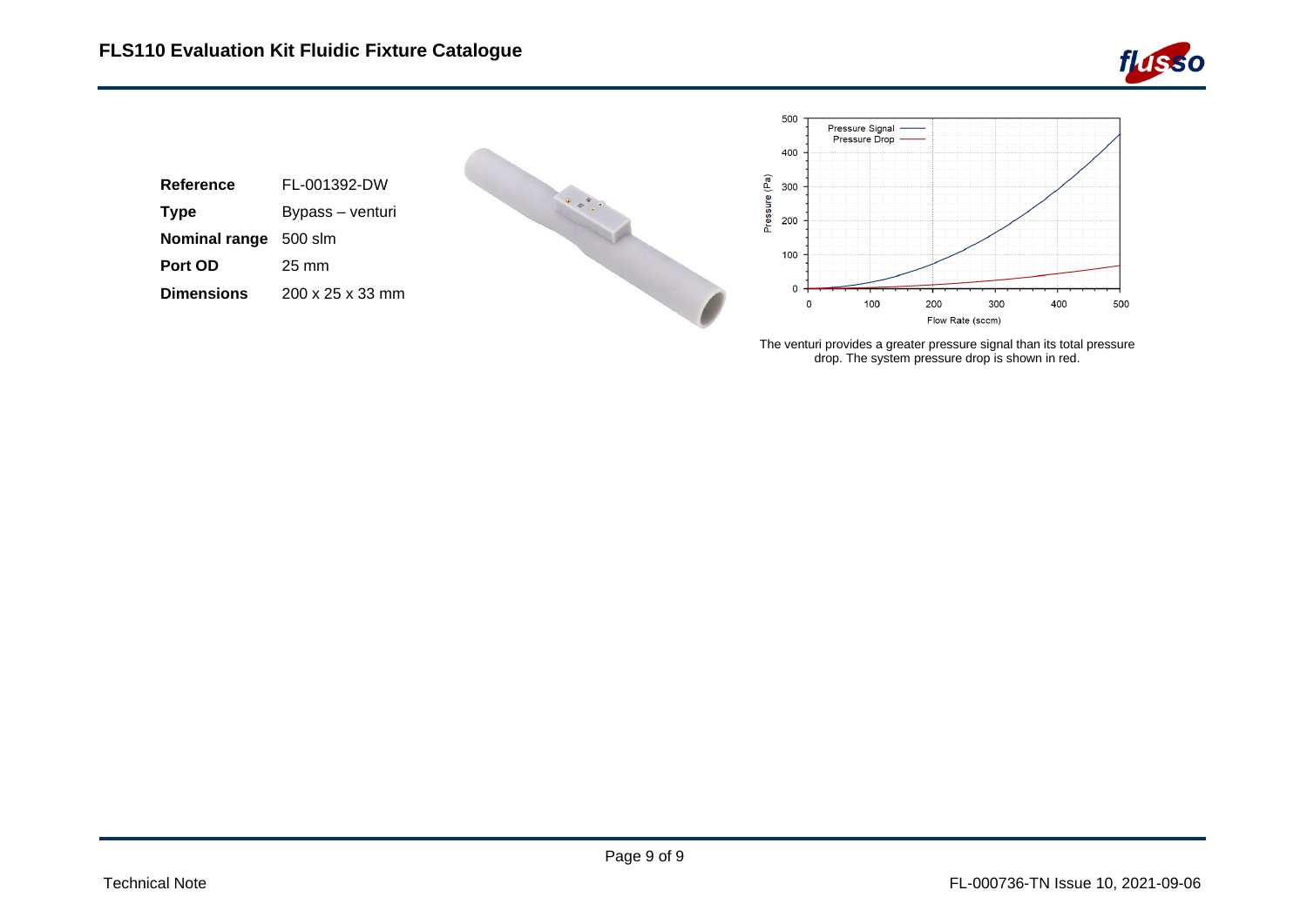| | |
|---|---|
| **Reference** | FL-001392-DW |
| **Type** | Bypass – venturi |
| **Nominal range** | 500 slm |
| **Port OD** | 25 mm |
| **Dimensions** | 200 x 25 x 33 mm |

Pressure Signal
Pressure Drop
Pressure (Pa)
500
400
300
200
100
0
0
100
200
300
400
500
Flow Rate (sccm)

The venturi provides a greater pressure signal than its total pressure drop. The system pressure drop is shown in red.